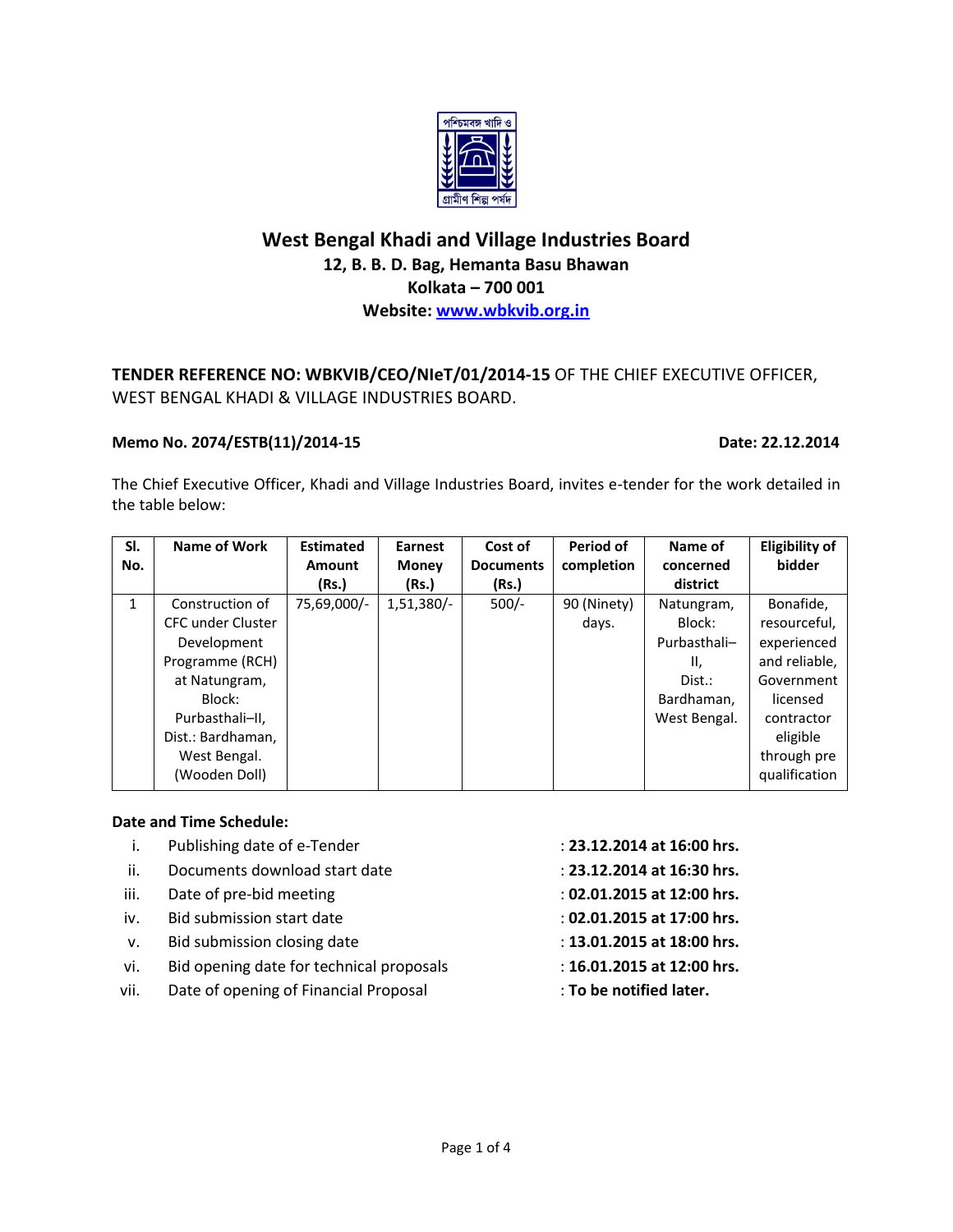# West Bengal Khadi and Village Industries Board

**12, B. B. D. Bag, Hemanta Basu Bhawan**
**Kolkata – 700 001**
**Website: [www.wbkvib.org.in](http://www.wbkvib.org.in)**

**TENDER REFERENCE NO: WBKVIB/CEO/NIeT/01/2014-15** OF THE CHIEF EXECUTIVE OFFICER, WEST BENGAL KHADI & VILLAGE INDUSTRIES BOARD.

**Memo No. 2074/ESTB(11)/2014-15** **Date: 22.12.2014**

The Chief Executive Officer, Khadi and Village Industries Board, invites e-tender for the work detailed in the table below:

| Sl. No. | Name of Work | Estimated Amount (Rs.) | Earnest Money (Rs.) | Cost of Documents (Rs.) | Period of completion | Name of concerned district | Eligibility of bidder |
|---|---|---|---|---|---|---|---|
| 1 | Construction of CFC under Cluster Development Programme (RCH) at Natungram, Block: Purbasthali–II, Dist.: Bardhaman, West Bengal. (Wooden Doll) | 75,69,000/- | 1,51,380/- | 500/- | 90 (Ninety) days. | Natungram, Block: Purbasthali–II, Dist.: Bardhaman, West Bengal. | Bonafide, resourceful, experienced and reliable, Government licensed contractor eligible through pre qualification |

**Date and Time Schedule:**

i. Publishing date of e-Tender : **23.12.2014 at 16:00 hrs.**
ii. Documents download start date : **23.12.2014 at 16:30 hrs.**
iii. Date of pre-bid meeting : **02.01.2015 at 12:00 hrs.**
iv. Bid submission start date : **02.01.2015 at 17:00 hrs.**
v. Bid submission closing date : **13.01.2015 at 18:00 hrs.**
vi. Bid opening date for technical proposals : **16.01.2015 at 12:00 hrs.**
vii. Date of opening of Financial Proposal : **To be notified later.**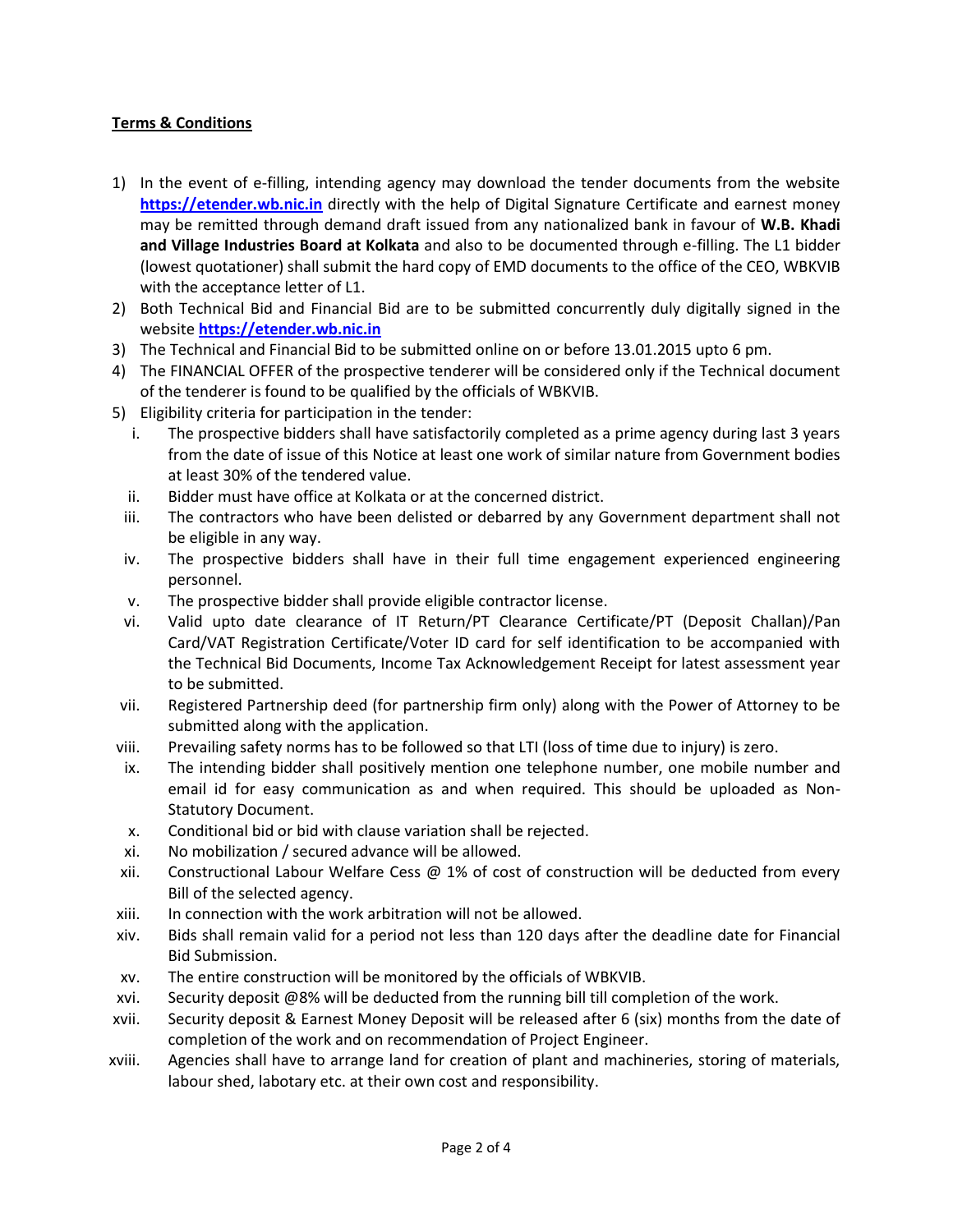**Terms & Conditions**

1) In the event of e-filling, intending agency may download the tender documents from the website **https://etender.wb.nic.in** directly with the help of Digital Signature Certificate and earnest money may be remitted through demand draft issued from any nationalized bank in favour of **W.B. Khadi and Village Industries Board at Kolkata** and also to be documented through e-filling. The L1 bidder (lowest quotationer) shall submit the hard copy of EMD documents to the office of the CEO, WBKVIB with the acceptance letter of L1.
2) Both Technical Bid and Financial Bid are to be submitted concurrently duly digitally signed in the website **https://etender.wb.nic.in**
3) The Technical and Financial Bid to be submitted online on or before 13.01.2015 upto 6 pm.
4) The FINANCIAL OFFER of the prospective tenderer will be considered only if the Technical document of the tenderer is found to be qualified by the officials of WBKVIB.
5) Eligibility criteria for participation in the tender:
    i. The prospective bidders shall have satisfactorily completed as a prime agency during last 3 years from the date of issue of this Notice at least one work of similar nature from Government bodies at least 30% of the tendered value.
    ii. Bidder must have office at Kolkata or at the concerned district.
    iii. The contractors who have been delisted or debarred by any Government department shall not be eligible in any way.
    iv. The prospective bidders shall have in their full time engagement experienced engineering personnel.
    v. The prospective bidder shall provide eligible contractor license.
    vi. Valid upto date clearance of IT Return/PT Clearance Certificate/PT (Deposit Challan)/Pan Card/VAT Registration Certificate/Voter ID card for self identification to be accompanied with the Technical Bid Documents, Income Tax Acknowledgement Receipt for latest assessment year to be submitted.
    vii. Registered Partnership deed (for partnership firm only) along with the Power of Attorney to be submitted along with the application.
    viii. Prevailing safety norms has to be followed so that LTI (loss of time due to injury) is zero.
    ix. The intending bidder shall positively mention one telephone number, one mobile number and email id for easy communication as and when required. This should be uploaded as Non-Statutory Document.
    x. Conditional bid or bid with clause variation shall be rejected.
    xi. No mobilization / secured advance will be allowed.
    xii. Constructional Labour Welfare Cess @ 1% of cost of construction will be deducted from every Bill of the selected agency.
    xiii. In connection with the work arbitration will not be allowed.
    xiv. Bids shall remain valid for a period not less than 120 days after the deadline date for Financial Bid Submission.
    xv. The entire construction will be monitored by the officials of WBKVIB.
    xvi. Security deposit @8% will be deducted from the running bill till completion of the work.
    xvii. Security deposit & Earnest Money Deposit will be released after 6 (six) months from the date of completion of the work and on recommendation of Project Engineer.
    xviii. Agencies shall have to arrange land for creation of plant and machineries, storing of materials, labour shed, labotary etc. at their own cost and responsibility.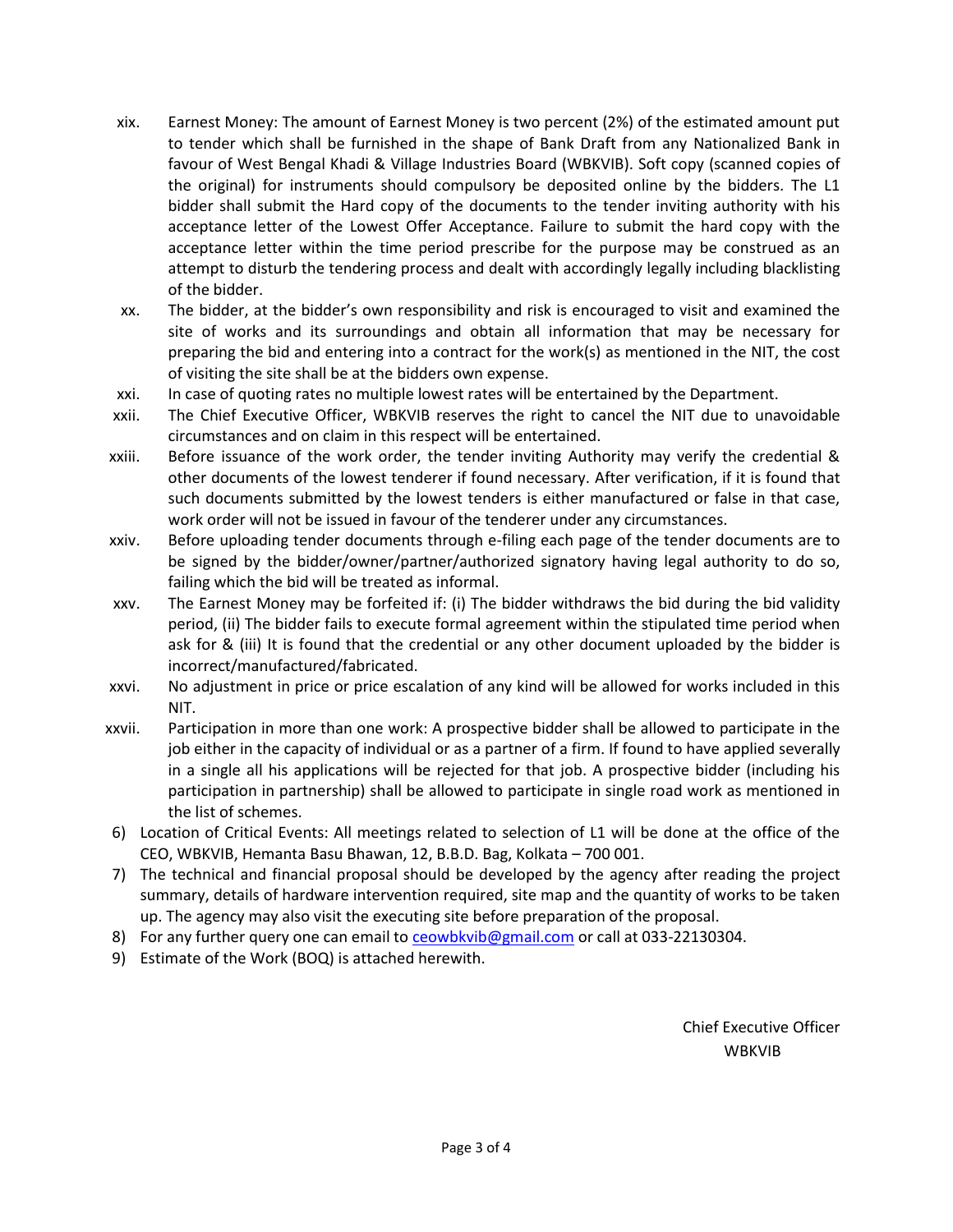xix. Earnest Money: The amount of Earnest Money is two percent (2%) of the estimated amount put to tender which shall be furnished in the shape of Bank Draft from any Nationalized Bank in favour of West Bengal Khadi & Village Industries Board (WBKVIB). Soft copy (scanned copies of the original) for instruments should compulsory be deposited online by the bidders. The L1 bidder shall submit the Hard copy of the documents to the tender inviting authority with his acceptance letter of the Lowest Offer Acceptance. Failure to submit the hard copy with the acceptance letter within the time period prescribe for the purpose may be construed as an attempt to disturb the tendering process and dealt with accordingly legally including blacklisting of the bidder.

xx. The bidder, at the bidder's own responsibility and risk is encouraged to visit and examined the site of works and its surroundings and obtain all information that may be necessary for preparing the bid and entering into a contract for the work(s) as mentioned in the NIT, the cost of visiting the site shall be at the bidders own expense.

xxi. In case of quoting rates no multiple lowest rates will be entertained by the Department.

xxii. The Chief Executive Officer, WBKVIB reserves the right to cancel the NIT due to unavoidable circumstances and on claim in this respect will be entertained.

xxiii. Before issuance of the work order, the tender inviting Authority may verify the credential & other documents of the lowest tenderer if found necessary. After verification, if it is found that such documents submitted by the lowest tenders is either manufactured or false in that case, work order will not be issued in favour of the tenderer under any circumstances.

xxiv. Before uploading tender documents through e-filing each page of the tender documents are to be signed by the bidder/owner/partner/authorized signatory having legal authority to do so, failing which the bid will be treated as informal.

xxv. The Earnest Money may be forfeited if: (i) The bidder withdraws the bid during the bid validity period, (ii) The bidder fails to execute formal agreement within the stipulated time period when ask for & (iii) It is found that the credential or any other document uploaded by the bidder is incorrect/manufactured/fabricated.

xxvi. No adjustment in price or price escalation of any kind will be allowed for works included in this NIT.

xxvii. Participation in more than one work: A prospective bidder shall be allowed to participate in the job either in the capacity of individual or as a partner of a firm. If found to have applied severally in a single all his applications will be rejected for that job. A prospective bidder (including his participation in partnership) shall be allowed to participate in single road work as mentioned in the list of schemes.

6) Location of Critical Events: All meetings related to selection of L1 will be done at the office of the CEO, WBKVIB, Hemanta Basu Bhawan, 12, B.B.D. Bag, Kolkata – 700 001.

7) The technical and financial proposal should be developed by the agency after reading the project summary, details of hardware intervention required, site map and the quantity of works to be taken up. The agency may also visit the executing site before preparation of the proposal.

8) For any further query one can email to ceowbkvib@gmail.com or call at 033-22130304.

9) Estimate of the Work (BOQ) is attached herewith.

Chief Executive Officer
WBKVIB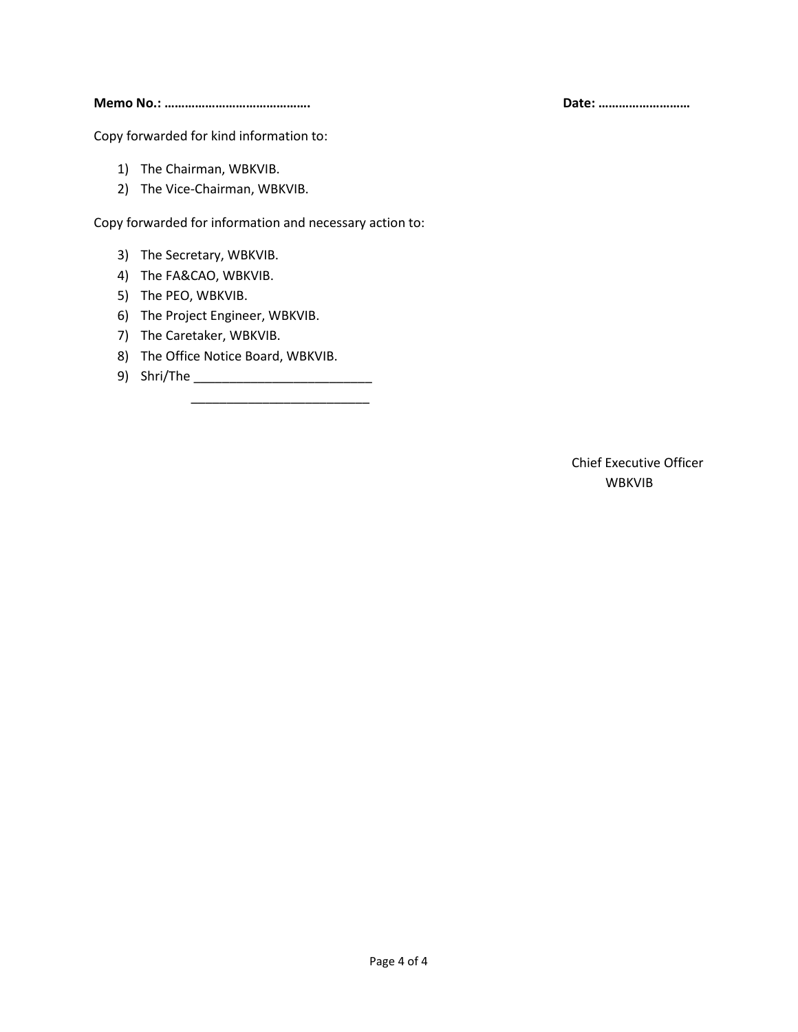**Memo No.: …………………………………….** **Date: ………………………**

Copy forwarded for kind information to:

1) The Chairman, WBKVIB.
2) The Vice-Chairman, WBKVIB.

Copy forwarded for information and necessary action to:

3) The Secretary, WBKVIB.
4) The FA&CAO, WBKVIB.
5) The PEO, WBKVIB.
6) The Project Engineer, WBKVIB.
7) The Caretaker, WBKVIB.
8) The Office Notice Board, WBKVIB.
9) Shri/The _________________________
   _________________________

Chief Executive Officer
WBKVIB